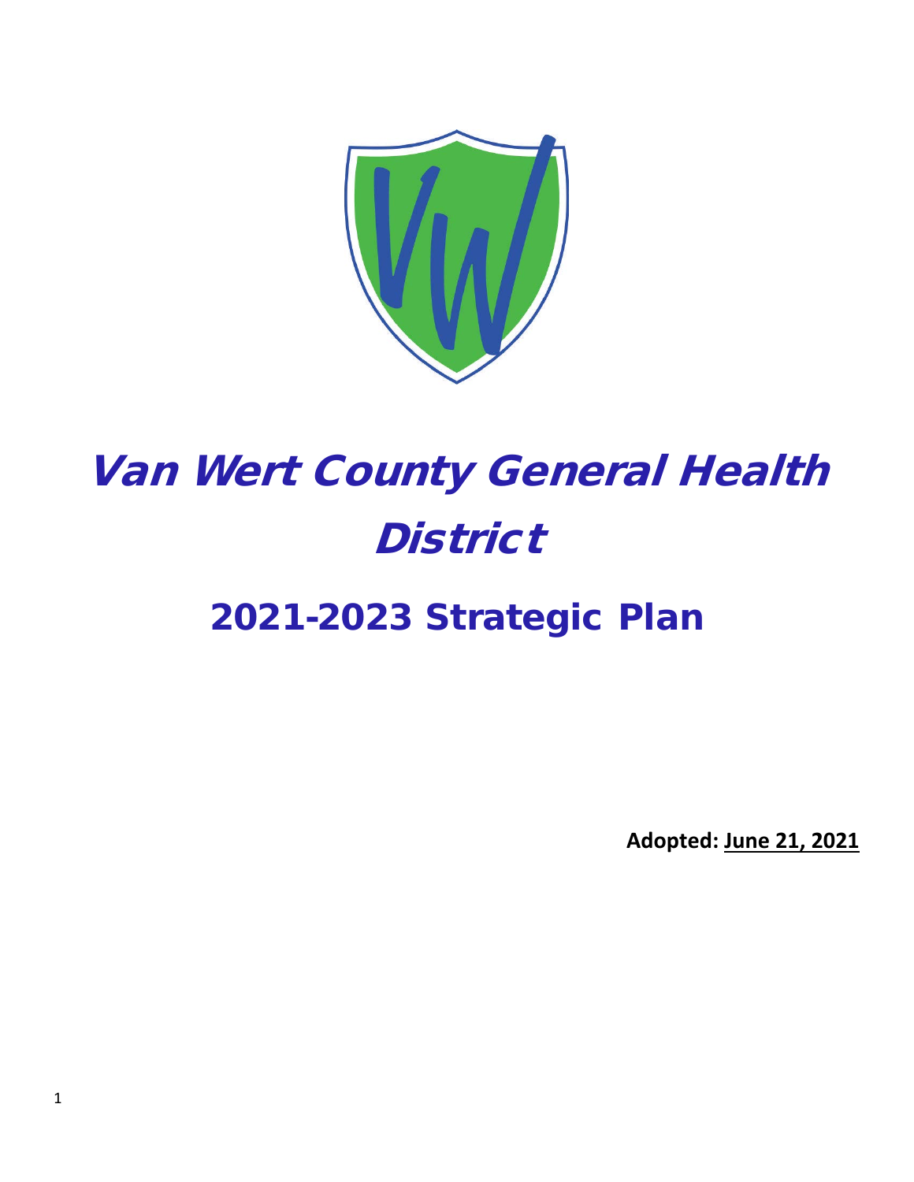# Van Wert County General Health District

## 2021-2023 Strategic Plan

**Adopted: June 21, 2021**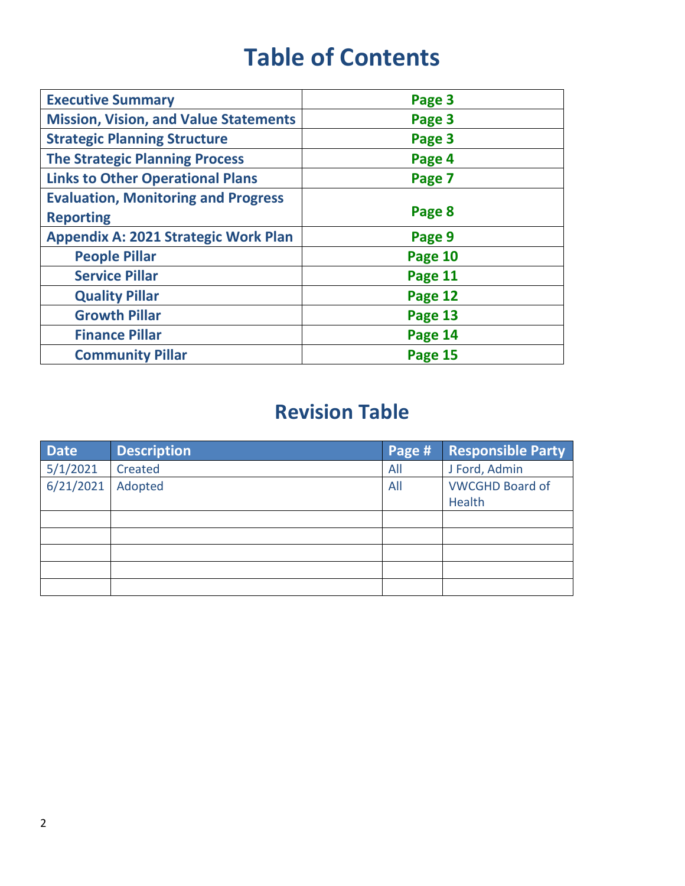# Table of Contents

| | |
|---|---|
| **Executive Summary** | **Page 3** |
| **Mission, Vision, and Value Statements** | **Page 3** |
| **Strategic Planning Structure** | **Page 3** |
| **The Strategic Planning Process** | **Page 4** |
| **Links to Other Operational Plans** | **Page 7** |
| **Evaluation, Monitoring and Progress Reporting** | **Page 8** |
| **Appendix A: 2021 Strategic Work Plan** | **Page 9** |
| **People Pillar** | **Page 10** |
| **Service Pillar** | **Page 11** |
| **Quality Pillar** | **Page 12** |
| **Growth Pillar** | **Page 13** |
| **Finance Pillar** | **Page 14** |
| **Community Pillar** | **Page 15** |

# Revision Table

| Date | Description | Page # | Responsible Party |
|---|---|---|---|
| 5/1/2021 | Created | All | J Ford, Admin |
| 6/21/2021 | Adopted | All | VWCGHD Board of Health |
| | | | |
| | | | |
| | | | |
| | | | |
| | | | |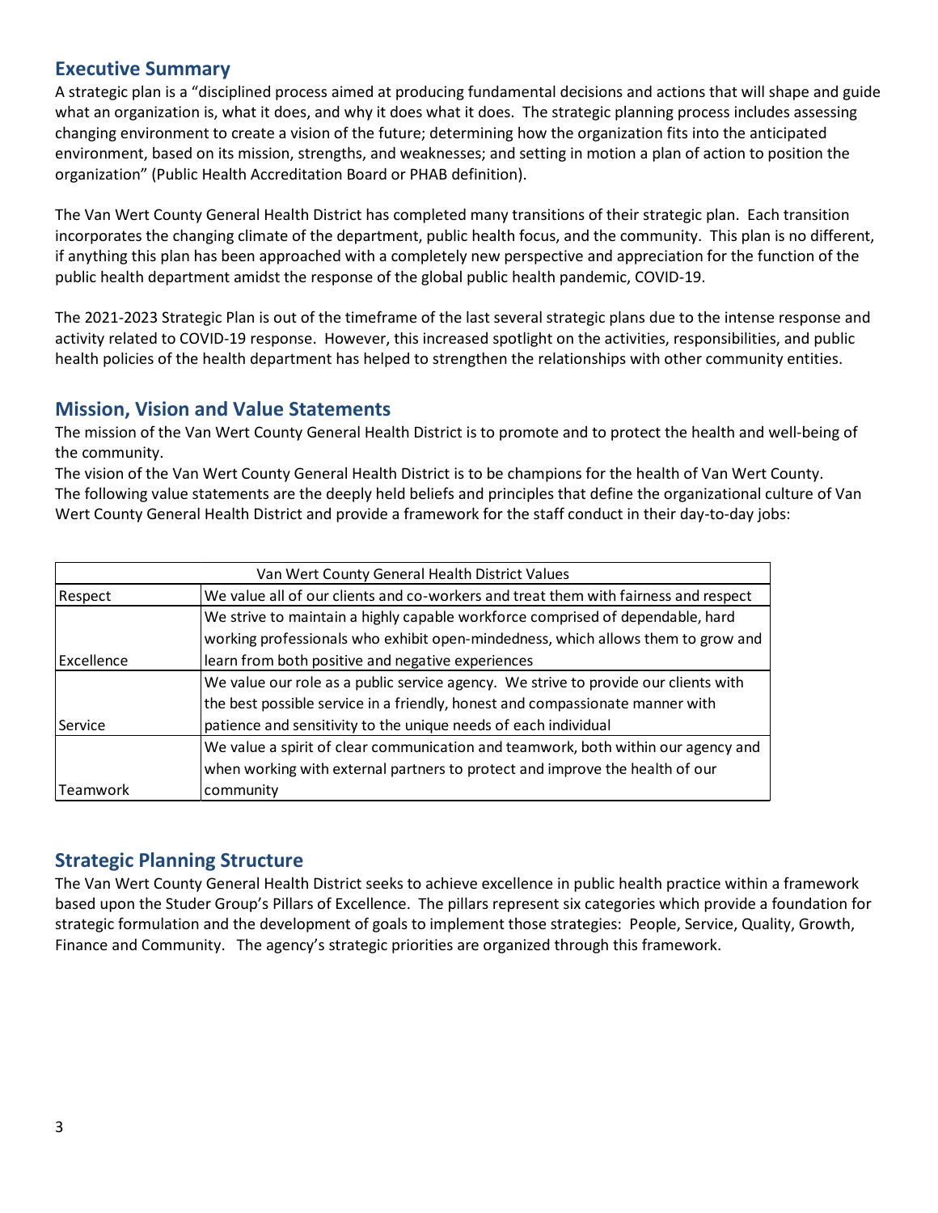## Executive Summary

A strategic plan is a "disciplined process aimed at producing fundamental decisions and actions that will shape and guide what an organization is, what it does, and why it does what it does. The strategic planning process includes assessing changing environment to create a vision of the future; determining how the organization fits into the anticipated environment, based on its mission, strengths, and weaknesses; and setting in motion a plan of action to position the organization" (Public Health Accreditation Board or PHAB definition).

The Van Wert County General Health District has completed many transitions of their strategic plan. Each transition incorporates the changing climate of the department, public health focus, and the community. This plan is no different, if anything this plan has been approached with a completely new perspective and appreciation for the function of the public health department amidst the response of the global public health pandemic, COVID-19.

The 2021-2023 Strategic Plan is out of the timeframe of the last several strategic plans due to the intense response and activity related to COVID-19 response. However, this increased spotlight on the activities, responsibilities, and public health policies of the health department has helped to strengthen the relationships with other community entities.

## Mission, Vision and Value Statements

The mission of the Van Wert County General Health District is to promote and to protect the health and well-being of the community.

The vision of the Van Wert County General Health District is to be champions for the health of Van Wert County.

The following value statements are the deeply held beliefs and principles that define the organizational culture of Van Wert County General Health District and provide a framework for the staff conduct in their day-to-day jobs:

| Van Wert County General Health District Values | |
|---|---|
| Respect | We value all of our clients and co-workers and treat them with fairness and respect |
| Excellence | We strive to maintain a highly capable workforce comprised of dependable, hard working professionals who exhibit open-mindedness, which allows them to grow and learn from both positive and negative experiences |
| Service | We value our role as a public service agency. We strive to provide our clients with the best possible service in a friendly, honest and compassionate manner with patience and sensitivity to the unique needs of each individual |
| Teamwork | We value a spirit of clear communication and teamwork, both within our agency and when working with external partners to protect and improve the health of our community |

## Strategic Planning Structure

The Van Wert County General Health District seeks to achieve excellence in public health practice within a framework based upon the Studer Group's Pillars of Excellence. The pillars represent six categories which provide a foundation for strategic formulation and the development of goals to implement those strategies: People, Service, Quality, Growth, Finance and Community. The agency's strategic priorities are organized through this framework.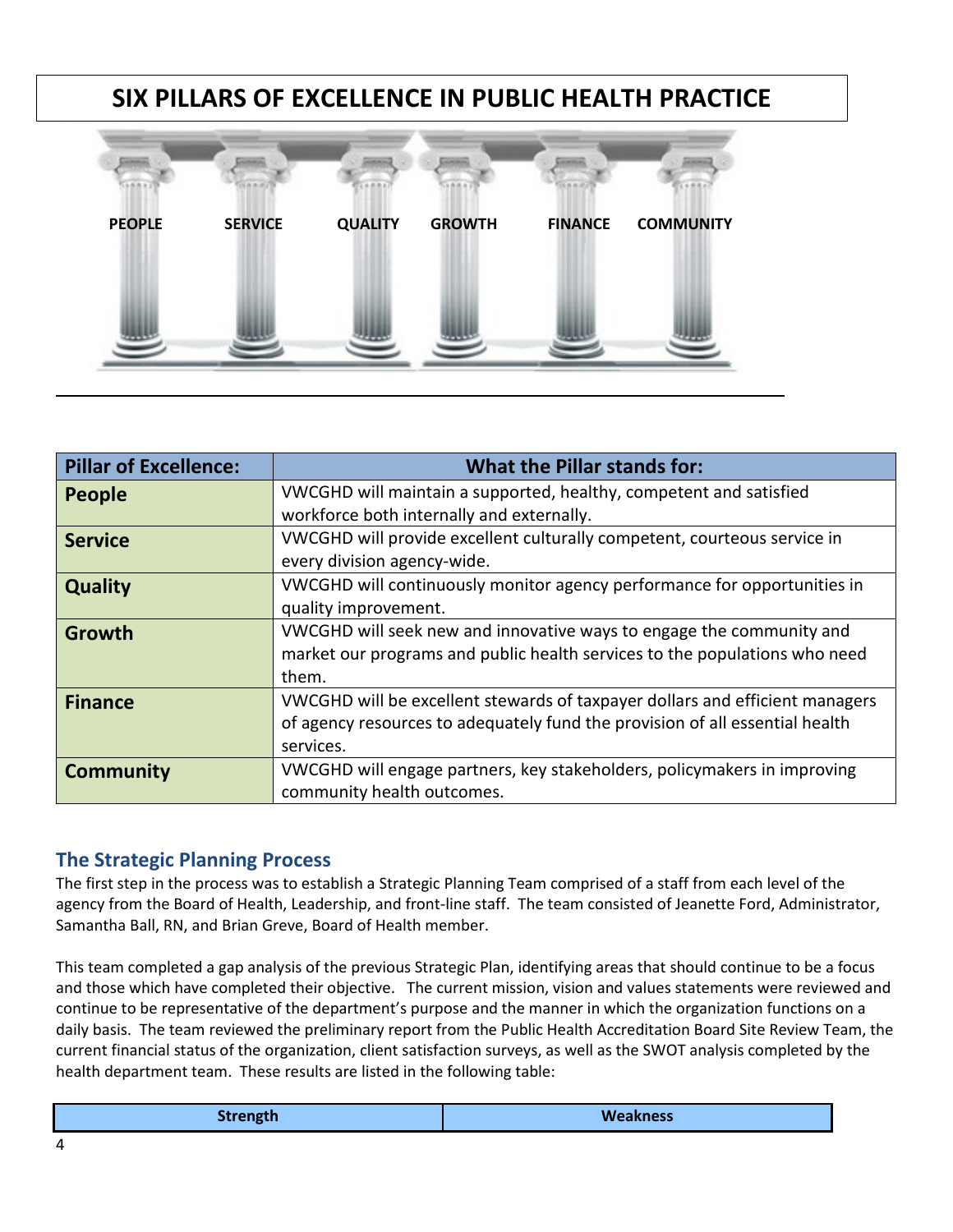# SIX PILLARS OF EXCELLENCE IN PUBLIC HEALTH PRACTICE

PEOPLE SERVICE QUALITY GROWTH FINANCE COMMUNITY

| Pillar of Excellence: | What the Pillar stands for: |
|---|---|
| **People** | VWCGHD will maintain a supported, healthy, competent and satisfied workforce both internally and externally. |
| **Service** | VWCGHD will provide excellent culturally competent, courteous service in every division agency-wide. |
| **Quality** | VWCGHD will continuously monitor agency performance for opportunities in quality improvement. |
| **Growth** | VWCGHD will seek new and innovative ways to engage the community and market our programs and public health services to the populations who need them. |
| **Finance** | VWCGHD will be excellent stewards of taxpayer dollars and efficient managers of agency resources to adequately fund the provision of all essential health services. |
| **Community** | VWCGHD will engage partners, key stakeholders, policymakers in improving community health outcomes. |

## The Strategic Planning Process

The first step in the process was to establish a Strategic Planning Team comprised of a staff from each level of the agency from the Board of Health, Leadership, and front-line staff. The team consisted of Jeanette Ford, Administrator, Samantha Ball, RN, and Brian Greve, Board of Health member.

This team completed a gap analysis of the previous Strategic Plan, identifying areas that should continue to be a focus and those which have completed their objective. The current mission, vision and values statements were reviewed and continue to be representative of the department's purpose and the manner in which the organization functions on a daily basis. The team reviewed the preliminary report from the Public Health Accreditation Board Site Review Team, the current financial status of the organization, client satisfaction surveys, as well as the SWOT analysis completed by the health department team. These results are listed in the following table:

| Strength | Weakness |
|---|---|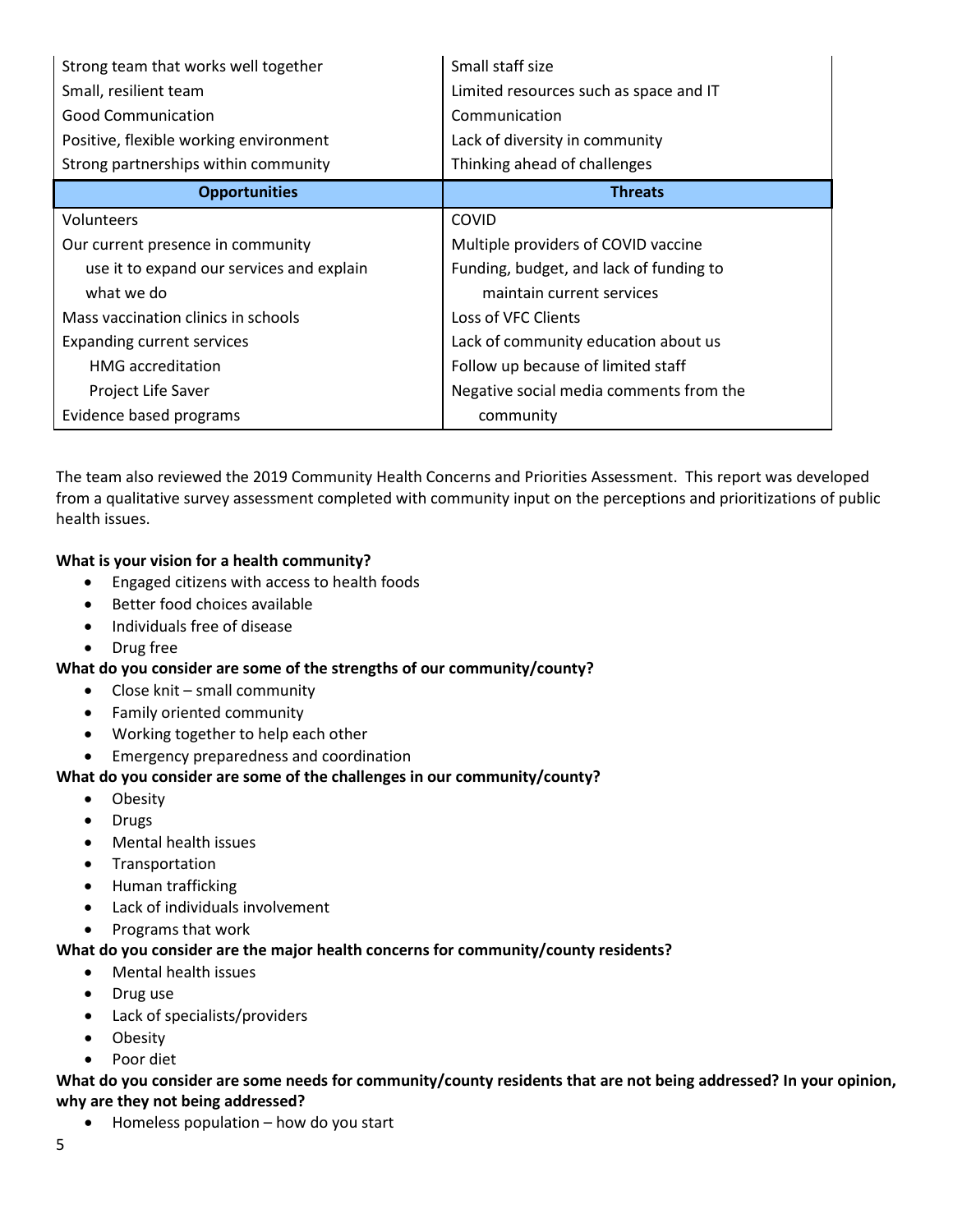| | |
|---|---|
| Strong team that works well together | Small staff size |
| Small, resilient team | Limited resources such as space and IT |
| Good Communication | Communication |
| Positive, flexible working environment | Lack of diversity in community |
| Strong partnerships within community | Thinking ahead of challenges |
| **Opportunities** | **Threats** |
| Volunteers | COVID |
| Our current presence in community use it to expand our services and explain what we do | Multiple providers of COVID vaccine |
| Mass vaccination clinics in schools | Funding, budget, and lack of funding to maintain current services |
| Expanding current services HMG accreditation Project Life Saver | Loss of VFC Clients |
| | Lack of community education about us |
| | Follow up because of limited staff |
| Evidence based programs | Negative social media comments from the community |

The team also reviewed the 2019 Community Health Concerns and Priorities Assessment. This report was developed from a qualitative survey assessment completed with community input on the perceptions and prioritizations of public health issues.

**What is your vision for a health community?**

- Engaged citizens with access to health foods
- Better food choices available
- Individuals free of disease
- Drug free

**What do you consider are some of the strengths of our community/county?**

- Close knit – small community
- Family oriented community
- Working together to help each other
- Emergency preparedness and coordination

**What do you consider are some of the challenges in our community/county?**

- Obesity
- Drugs
- Mental health issues
- Transportation
- Human trafficking
- Lack of individuals involvement
- Programs that work

**What do you consider are the major health concerns for community/county residents?**

- Mental health issues
- Drug use
- Lack of specialists/providers
- Obesity
- Poor diet

**What do you consider are some needs for community/county residents that are not being addressed? In your opinion, why are they not being addressed?**

- Homeless population – how do you start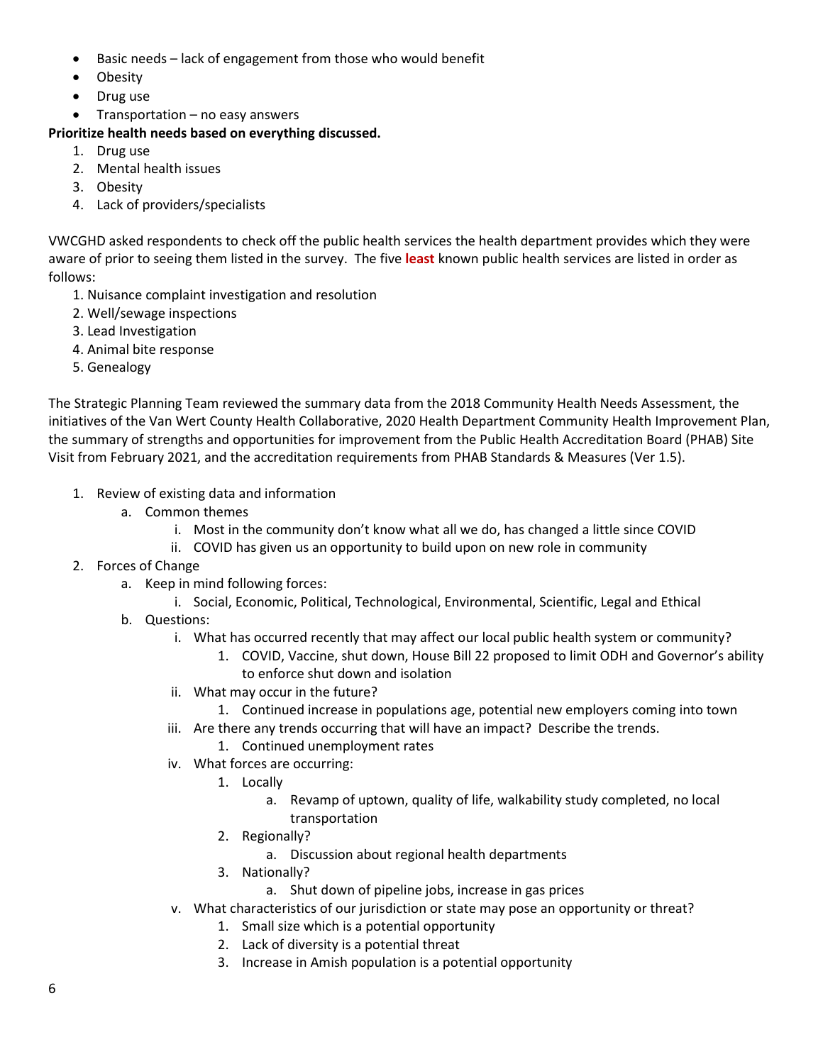- Basic needs – lack of engagement from those who would benefit
- Obesity
- Drug use
- Transportation – no easy answers

**Prioritize health needs based on everything discussed.**

1. Drug use
2. Mental health issues
3. Obesity
4. Lack of providers/specialists

VWCGHD asked respondents to check off the public health services the health department provides which they were aware of prior to seeing them listed in the survey. The five **least** known public health services are listed in order as follows:

1. Nuisance complaint investigation and resolution
2. Well/sewage inspections
3. Lead Investigation
4. Animal bite response
5. Genealogy

The Strategic Planning Team reviewed the summary data from the 2018 Community Health Needs Assessment, the initiatives of the Van Wert County Health Collaborative, 2020 Health Department Community Health Improvement Plan, the summary of strengths and opportunities for improvement from the Public Health Accreditation Board (PHAB) Site Visit from February 2021, and the accreditation requirements from PHAB Standards & Measures (Ver 1.5).

1. Review of existing data and information
   - a. Common themes
     - i. Most in the community don't know what all we do, has changed a little since COVID
     - ii. COVID has given us an opportunity to build upon on new role in community
2. Forces of Change
   - a. Keep in mind following forces:
     - i. Social, Economic, Political, Technological, Environmental, Scientific, Legal and Ethical
   - b. Questions:
     - i. What has occurred recently that may affect our local public health system or community?
       1. COVID, Vaccine, shut down, House Bill 22 proposed to limit ODH and Governor's ability to enforce shut down and isolation
     - ii. What may occur in the future?
       1. Continued increase in populations age, potential new employers coming into town
     - iii. Are there any trends occurring that will have an impact? Describe the trends.
       1. Continued unemployment rates
     - iv. What forces are occurring:
       1. Locally
          - a. Revamp of uptown, quality of life, walkability study completed, no local transportation
       2. Regionally?
          - a. Discussion about regional health departments
       3. Nationally?
          - a. Shut down of pipeline jobs, increase in gas prices
     - v. What characteristics of our jurisdiction or state may pose an opportunity or threat?
       1. Small size which is a potential opportunity
       2. Lack of diversity is a potential threat
       3. Increase in Amish population is a potential opportunity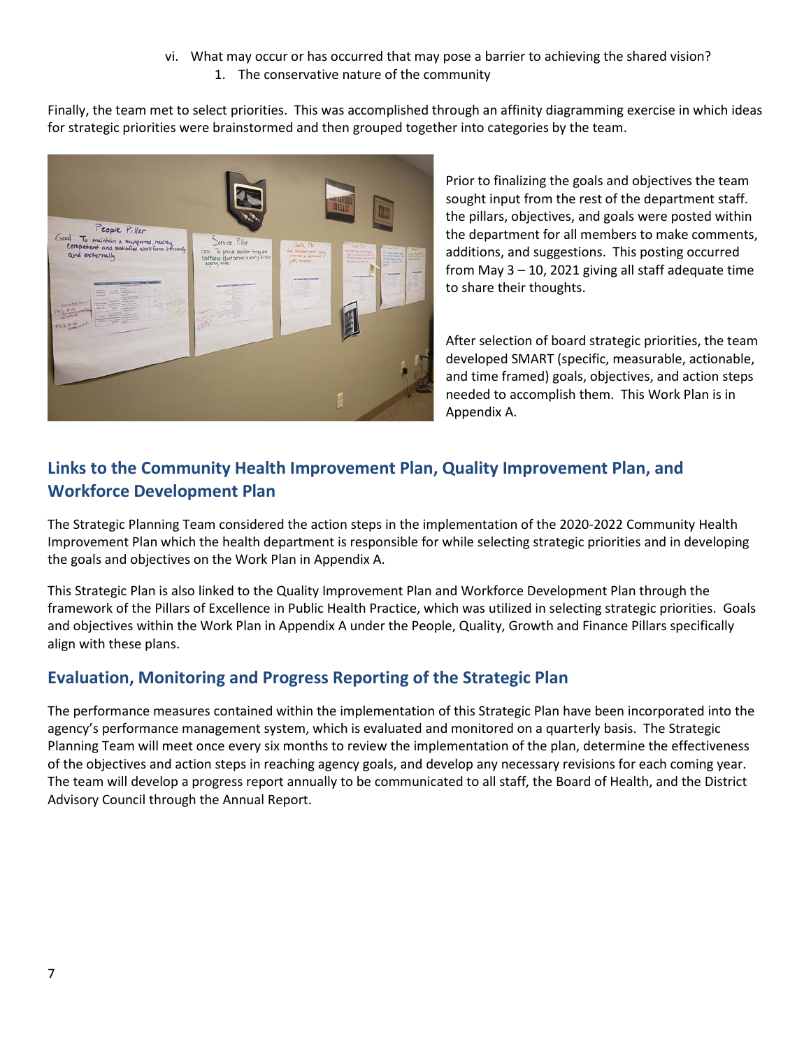vi. What may occur or has occurred that may pose a barrier to achieving the shared vision?
   1. The conservative nature of the community

Finally, the team met to select priorities. This was accomplished through an affinity diagramming exercise in which ideas for strategic priorities were brainstormed and then grouped together into categories by the team.

Prior to finalizing the goals and objectives the team sought input from the rest of the department staff. the pillars, objectives, and goals were posted within the department for all members to make comments, additions, and suggestions. This posting occurred from May 3 – 10, 2021 giving all staff adequate time to share their thoughts.

After selection of board strategic priorities, the team developed SMART (specific, measurable, actionable, and time framed) goals, objectives, and action steps needed to accomplish them. This Work Plan is in Appendix A.

## Links to the Community Health Improvement Plan, Quality Improvement Plan, and Workforce Development Plan

The Strategic Planning Team considered the action steps in the implementation of the 2020-2022 Community Health Improvement Plan which the health department is responsible for while selecting strategic priorities and in developing the goals and objectives on the Work Plan in Appendix A.

This Strategic Plan is also linked to the Quality Improvement Plan and Workforce Development Plan through the framework of the Pillars of Excellence in Public Health Practice, which was utilized in selecting strategic priorities. Goals and objectives within the Work Plan in Appendix A under the People, Quality, Growth and Finance Pillars specifically align with these plans.

## Evaluation, Monitoring and Progress Reporting of the Strategic Plan

The performance measures contained within the implementation of this Strategic Plan have been incorporated into the agency's performance management system, which is evaluated and monitored on a quarterly basis. The Strategic Planning Team will meet once every six months to review the implementation of the plan, determine the effectiveness of the objectives and action steps in reaching agency goals, and develop any necessary revisions for each coming year. The team will develop a progress report annually to be communicated to all staff, the Board of Health, and the District Advisory Council through the Annual Report.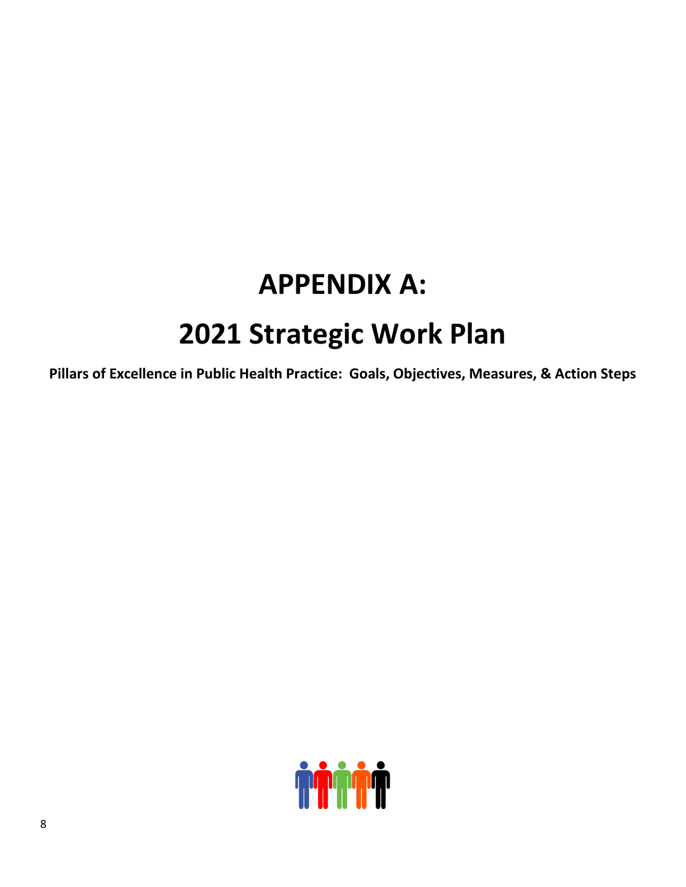# APPENDIX A:

# 2021 Strategic Work Plan

**Pillars of Excellence in Public Health Practice: Goals, Objectives, Measures, & Action Steps**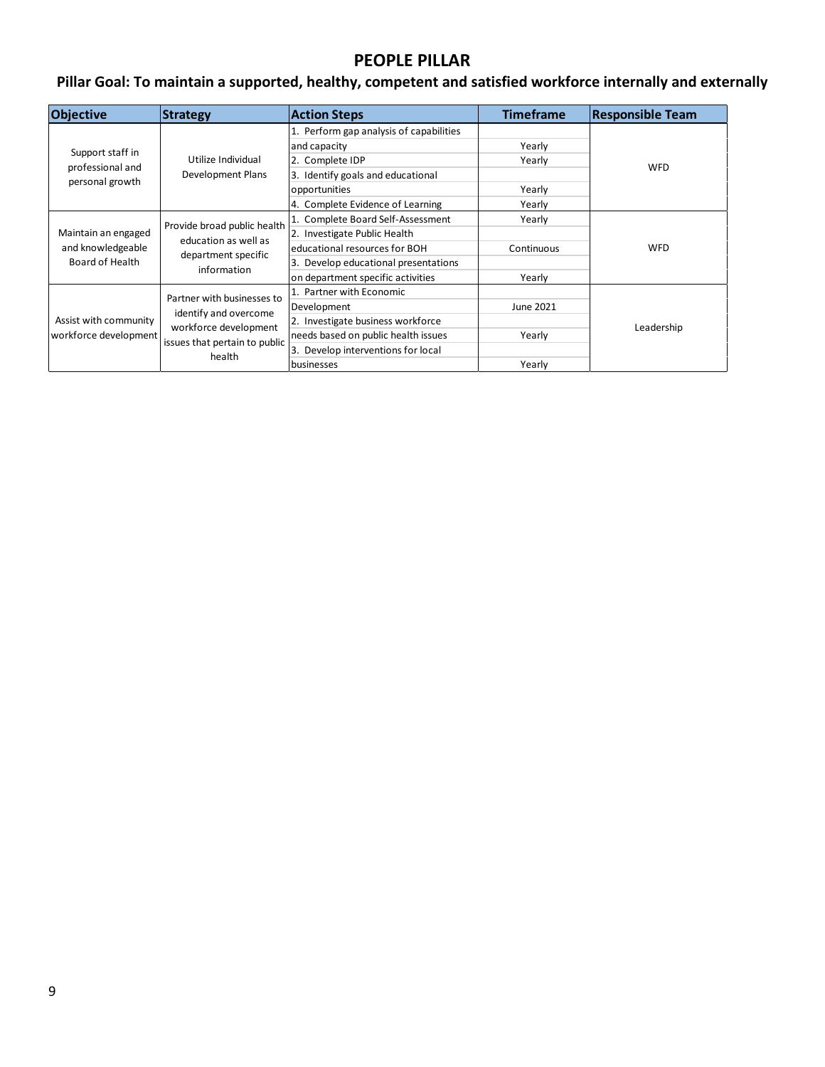# PEOPLE PILLAR

## Pillar Goal: To maintain a supported, healthy, competent and satisfied workforce internally and externally

| Objective | Strategy | Action Steps | Timeframe | Responsible Team |
|---|---|---|---|---|
| Support staff in professional and personal growth | Utilize Individual Development Plans | 1. Perform gap analysis of capabilities and capacity | Yearly | WFD |
| | | 2. Complete IDP | Yearly | |
| | | 3. Identify goals and educational opportunities | Yearly | |
| | | 4. Complete Evidence of Learning | Yearly | |
| Maintain an engaged and knowledgeable Board of Health | Provide broad public health education as well as department specific information | 1. Complete Board Self-Assessment | Yearly | WFD |
| | | 2. Investigate Public Health educational resources for BOH | Continuous | |
| | | 3. Develop educational presentations on department specific activities | Yearly | |
| Assist with community workforce development | Partner with businesses to identify and overcome workforce development issues that pertain to public health | 1. Partner with Economic Development | June 2021 | Leadership |
| | | 2. Investigate business workforce needs based on public health issues | Yearly | |
| | | 3. Develop interventions for local businesses | Yearly | |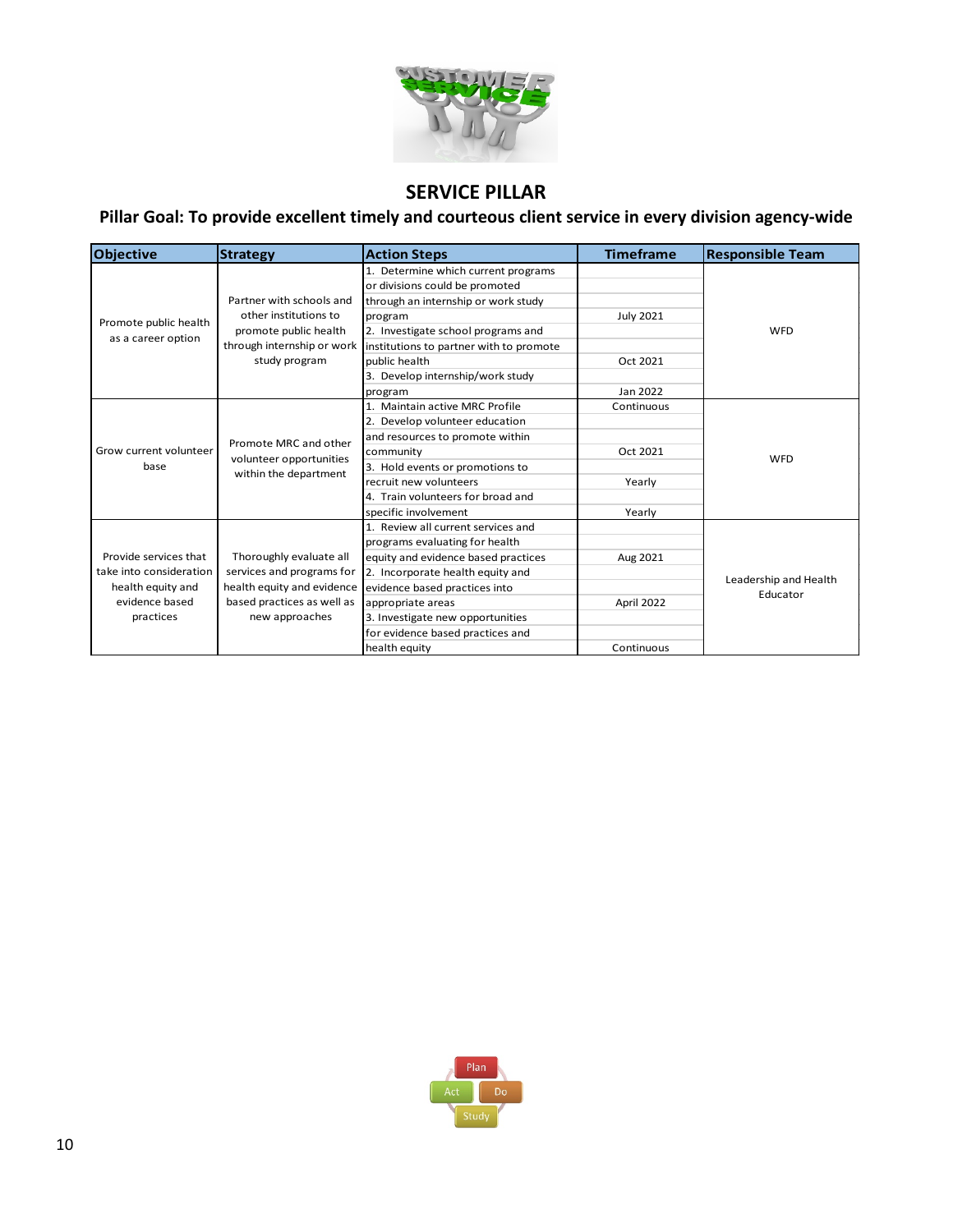# SERVICE PILLAR

## Pillar Goal: To provide excellent timely and courteous client service in every division agency-wide

| Objective | Strategy | Action Steps | Timeframe | Responsible Team |
|---|---|---|---|---|
| Promote public health as a career option | Partner with schools and other institutions to promote public health through internship or work study program | 1. Determine which current programs or divisions could be promoted through an internship or work study program | July 2021 | WFD |
| | | 2. Investigate school programs and institutions to partner with to promote public health | Oct 2021 | |
| | | 3. Develop internship/work study program | Jan 2022 | |
| Grow current volunteer base | Promote MRC and other volunteer opportunities within the department | 1. Maintain active MRC Profile | Continuous | WFD |
| | | 2. Develop volunteer education and resources to promote within community | Oct 2021 | |
| | | 3. Hold events or promotions to recruit new volunteers | Yearly | |
| | | 4. Train volunteers for broad and specific involvement | Yearly | |
| Provide services that take into consideration health equity and evidence based practices | Thoroughly evaluate all services and programs for health equity and evidence based practices as well as new approaches | 1. Review all current services and programs evaluating for health equity and evidence based practices | Aug 2021 | Leadership and Health Educator |
| | | 2. Incorporate health equity and evidence based practices into appropriate areas | April 2022 | |
| | | 3. Investigate new opportunities for evidence based practices and health equity | Continuous | |

Plan · Do · Study · Act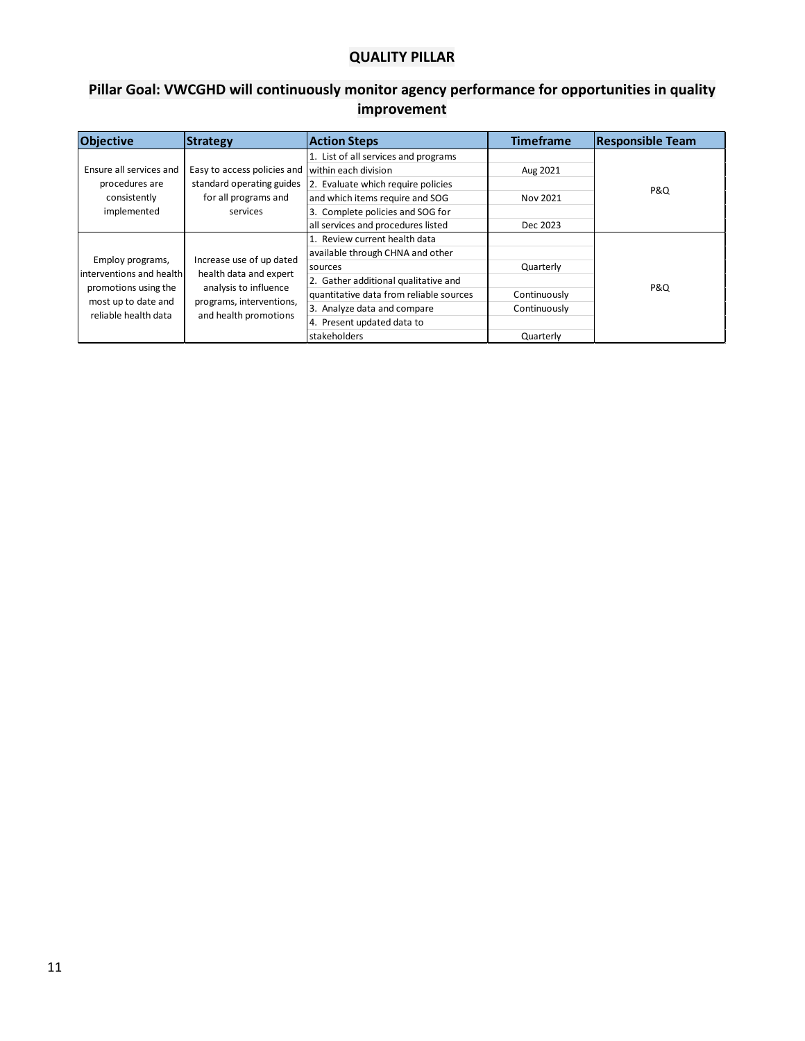## QUALITY PILLAR

## Pillar Goal: VWCGHD will continuously monitor agency performance for opportunities in quality improvement

| Objective | Strategy | Action Steps | Timeframe | Responsible Team |
|---|---|---|---|---|
| Ensure all services and procedures are consistently implemented | Easy to access policies and standard operating guides for all programs and services | 1. List of all services and programs within each division | Aug 2021 | P&Q |
| | | 2. Evaluate which require policies and which items require and SOG | Nov 2021 | |
| | | 3. Complete policies and SOG for all services and procedures listed | Dec 2023 | |
| Employ programs, interventions and health promotions using the most up to date and reliable health data | Increase use of up dated health data and expert analysis to influence programs, interventions, and health promotions | 1. Review current health data available through CHNA and other sources | Quarterly | P&Q |
| | | 2. Gather additional qualitative and quantitative data from reliable sources | Continuously | |
| | | 3. Analyze data and compare | Continuously | |
| | | 4. Present updated data to stakeholders | Quarterly | |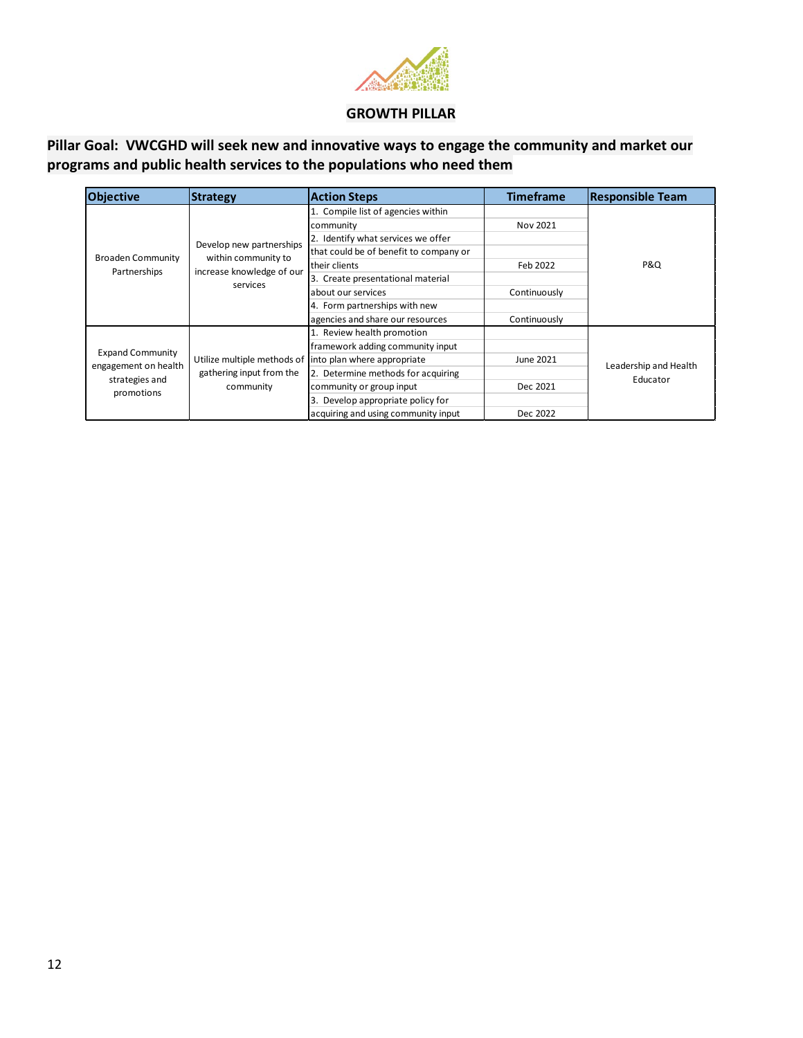## GROWTH PILLAR

**Pillar Goal: VWCGHD will seek new and innovative ways to engage the community and market our programs and public health services to the populations who need them**

| Objective | Strategy | Action Steps | Timeframe | Responsible Team |
|---|---|---|---|---|
| Broaden Community Partnerships | Develop new partnerships within community to increase knowledge of our services | 1. Compile list of agencies within community | Nov 2021 | P&Q |
| | | 2. Identify what services we offer that could be of benefit to company or their clients | Feb 2022 | |
| | | 3. Create presentational material about our services | Continuously | |
| | | 4. Form partnerships with new agencies and share our resources | Continuously | |
| Expand Community engagement on health strategies and promotions | Utilize multiple methods of gathering input from the community | 1. Review health promotion framework adding community input into plan where appropriate | June 2021 | Leadership and Health Educator |
| | | 2. Determine methods for acquiring community or group input | Dec 2021 | |
| | | 3. Develop appropriate policy for acquiring and using community input | Dec 2022 | |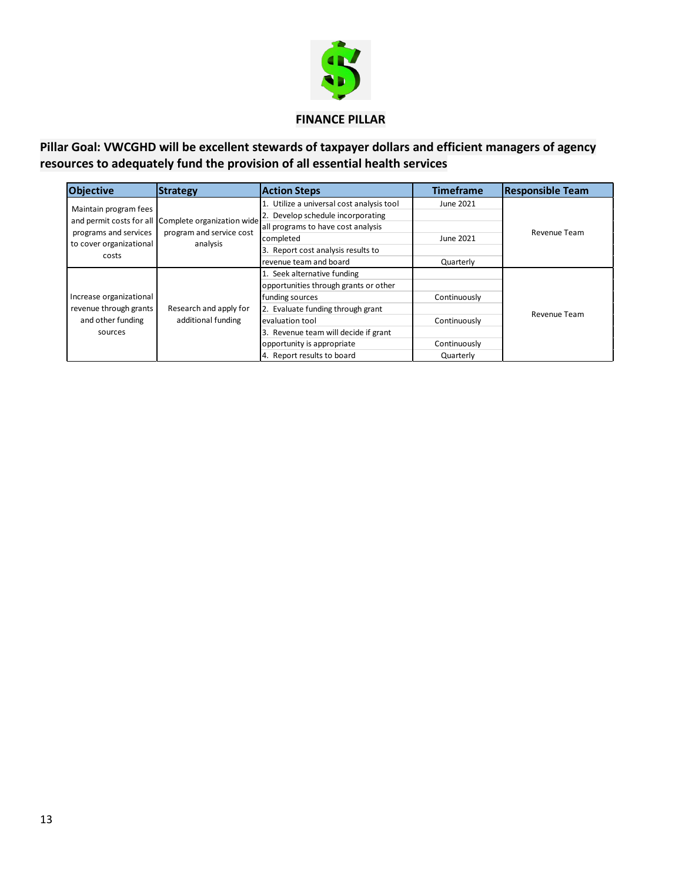## FINANCE PILLAR

**Pillar Goal: VWCGHD will be excellent stewards of taxpayer dollars and efficient managers of agency resources to adequately fund the provision of all essential health services**

| Objective | Strategy | Action Steps | Timeframe | Responsible Team |
|---|---|---|---|---|
| Maintain program fees and permit costs for all programs and services to cover organizational costs | Complete organization wide program and service cost analysis | 1. Utilize a universal cost analysis tool | June 2021 | Revenue Team |
| | | 2. Develop schedule incorporating all programs to have cost analysis completed | June 2021 | |
| | | 3. Report cost analysis results to revenue team and board | Quarterly | |
| Increase organizational revenue through grants and other funding sources | Research and apply for additional funding | 1. Seek alternative funding opportunities through grants or other funding sources | Continuously | Revenue Team |
| | | 2. Evaluate funding through grant evaluation tool | Continuously | |
| | | 3. Revenue team will decide if grant opportunity is appropriate | Continuously | |
| | | 4. Report results to board | Quarterly | |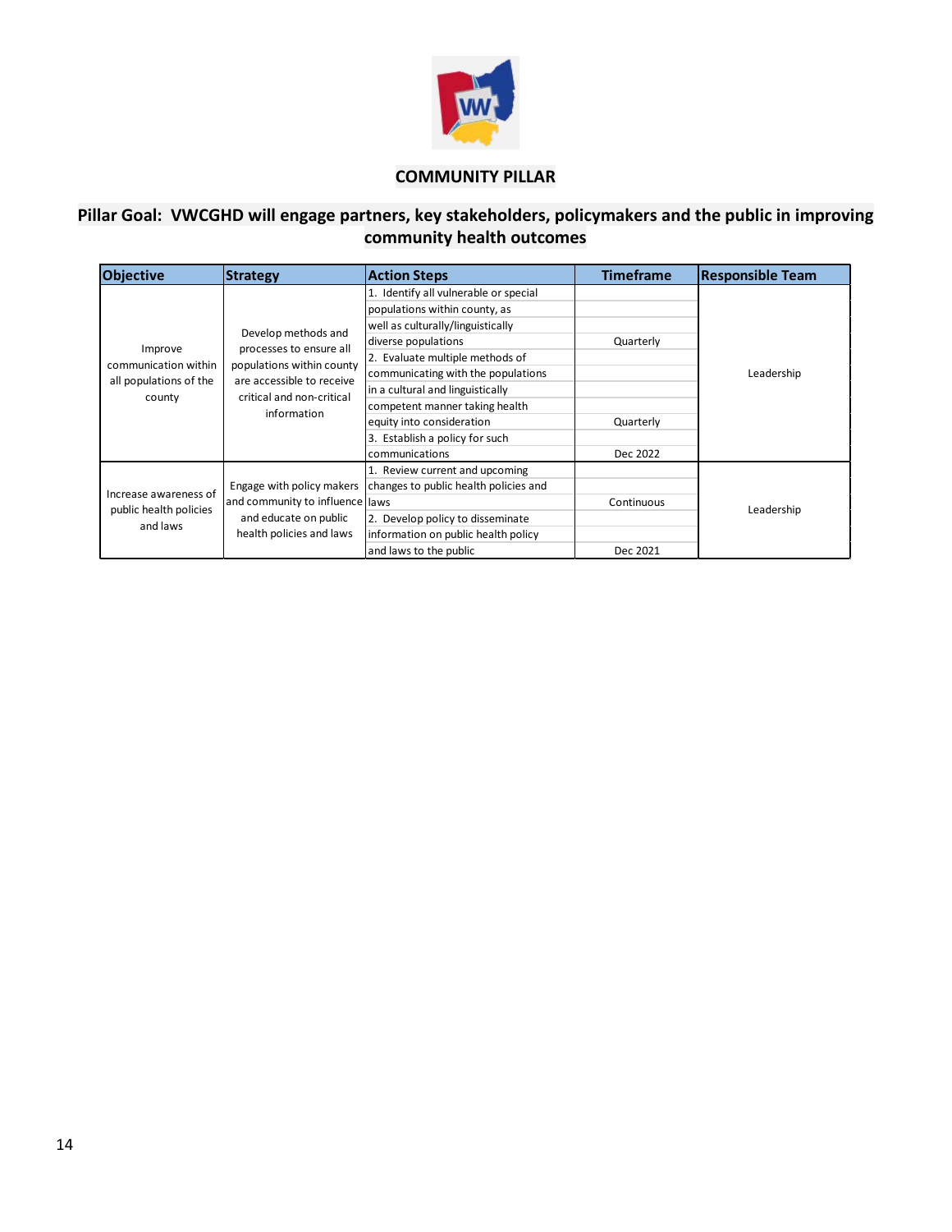## COMMUNITY PILLAR

## Pillar Goal: VWCGHD will engage partners, key stakeholders, policymakers and the public in improving community health outcomes

| Objective | Strategy | Action Steps | Timeframe | Responsible Team |
|---|---|---|---|---|
| Improve communication within all populations of the county | Develop methods and processes to ensure all populations within county are accessible to receive critical and non-critical information | 1. Identify all vulnerable or special populations within county, as well as culturally/linguistically diverse populations | Quarterly | Leadership |
| | | 2. Evaluate multiple methods of communicating with the populations in a cultural and linguistically competent manner taking health equity into consideration | Quarterly | |
| | | 3. Establish a policy for such communications | Dec 2022 | |
| Increase awareness of public health policies and laws | Engage with policy makers and community to influence and educate on public health policies and laws | 1. Review current and upcoming changes to public health policies and laws | Continuous | Leadership |
| | | 2. Develop policy to disseminate information on public health policy and laws to the public | Dec 2021 | |